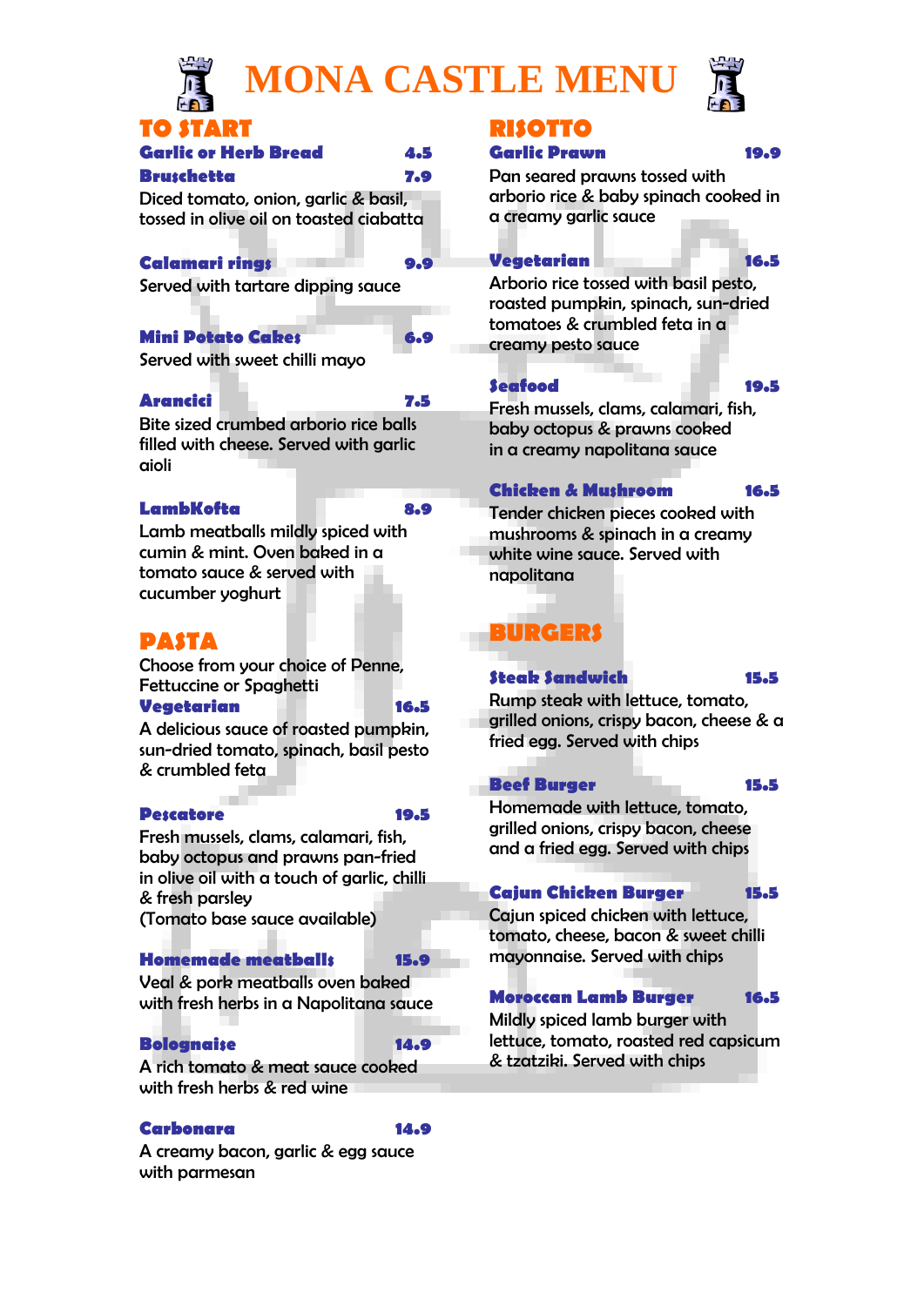# MONA CASTLE MENU

## TO START

**Garlic or Herb Bread** 4.5

**Bruschetta** 7.9

Diced tomato, onion, garlic & basil, tossed in olive oil on toasted ciabatta

**Calamari rings** 9.9

Served with tartare dipping sauce

**Mini Potato Cakes** 6.9

Served with sweet chilli mayo

**Arancici** 7.5

Bite sized crumbed arborio rice balls filled with cheese. Served with garlic aioli

**LambKofta** 8.9

Lamb meatballs mildly spiced with cumin & mint. Oven baked in a tomato sauce & served with cucumber yoghurt

## PASTA

Choose from your choice of Penne, Fettuccine or Spaghetti

**Vegetarian** 16.5

A delicious sauce of roasted pumpkin, sun-dried tomato, spinach, basil pesto & crumbled feta

**Pescatore** 19.5

Fresh mussels, clams, calamari, fish, baby octopus and prawns pan-fried in olive oil with a touch of garlic, chilli & fresh parsley

(Tomato base sauce available)

**Homemade meatballs** 15.9

Veal & pork meatballs oven baked with fresh herbs in a Napolitana sauce

**Bolognaise** 14.9

A rich tomato & meat sauce cooked with fresh herbs & red wine

**Carbonara** 14.9

A creamy bacon, garlic & egg sauce with parmesan

## RISOTTO

**Garlic Prawn** 19.9

Pan seared prawns tossed with arborio rice & baby spinach cooked in a creamy garlic sauce

**Vegetarian** 16.5

Arborio rice tossed with basil pesto, roasted pumpkin, spinach, sun-dried tomatoes & crumbled feta in a creamy pesto sauce

**Seafood** 19.5

Fresh mussels, clams, calamari, fish, baby octopus & prawns cooked in a creamy napolitana sauce

**Chicken & Mushroom** 16.5

Tender chicken pieces cooked with mushrooms & spinach in a creamy white wine sauce. Served with napolitana

## BURGERS

**Steak Sandwich** 15.5

Rump steak with lettuce, tomato, grilled onions, crispy bacon, cheese & a fried egg. Served with chips

**Beef Burger** 15.5

Homemade with lettuce, tomato, grilled onions, crispy bacon, cheese and a fried egg. Served with chips

**Cajun Chicken Burger** 15.5

Cajun spiced chicken with lettuce, tomato, cheese, bacon & sweet chilli mayonnaise. Served with chips

**Moroccan Lamb Burger** 16.5

Mildly spiced lamb burger with lettuce, tomato, roasted red capsicum & tzatziki. Served with chips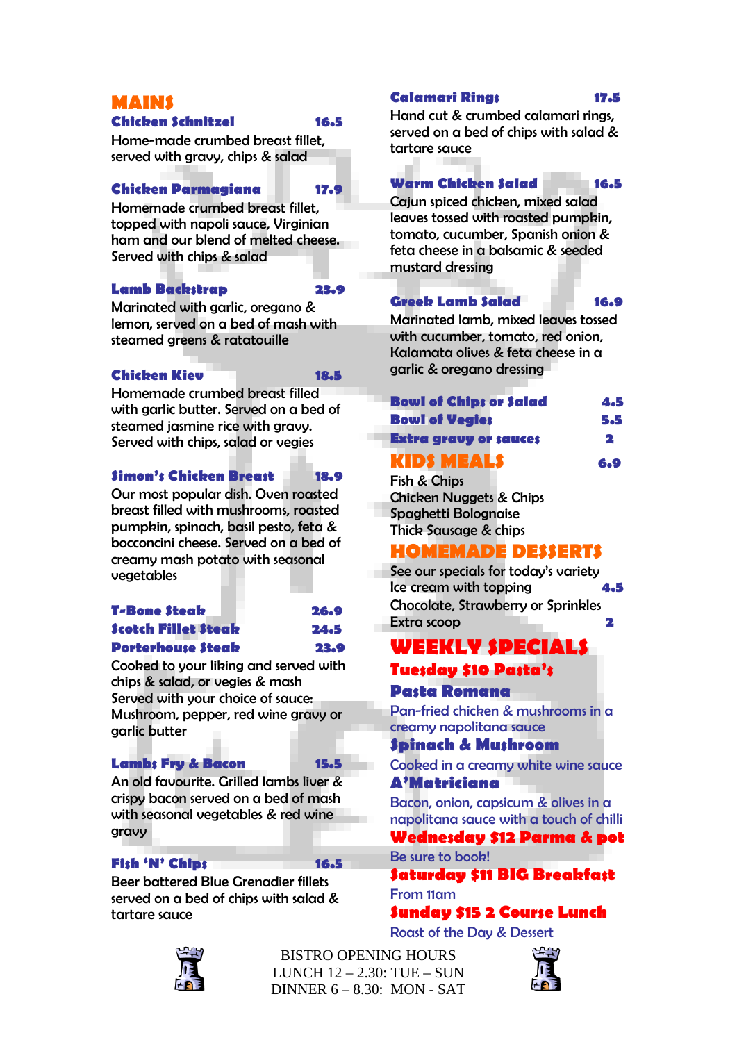## MAINS

**Chicken Schnitzel** 16.5
Home-made crumbed breast fillet, served with gravy, chips & salad

**Chicken Parmagiana** 17.9
Homemade crumbed breast fillet, topped with napoli sauce, Virginian ham and our blend of melted cheese. Served with chips & salad

**Lamb Backstrap** 23.9
Marinated with garlic, oregano & lemon, served on a bed of mash with steamed greens & ratatouille

**Chicken Kiev** 18.5
Homemade crumbed breast filled with garlic butter. Served on a bed of steamed jasmine rice with gravy. Served with chips, salad or vegies

**Simon's Chicken Breast** 18.9
Our most popular dish. Oven roasted breast filled with mushrooms, roasted pumpkin, spinach, basil pesto, feta & bocconcini cheese. Served on a bed of creamy mash potato with seasonal vegetables

**T-Bone Steak** 26.9
**Scotch Fillet Steak** 24.5
**Porterhouse Steak** 23.9
Cooked to your liking and served with chips & salad, or vegies & mash
Served with your choice of sauce: Mushroom, pepper, red wine gravy or garlic butter

**Lambs Fry & Bacon** 15.5
An old favourite. Grilled lambs liver & crispy bacon served on a bed of mash with seasonal vegetables & red wine gravy

**Fish 'N' Chips** 16.5
Beer battered Blue Grenadier fillets served on a bed of chips with salad & tartare sauce

**Calamari Rings** 17.5
Hand cut & crumbed calamari rings, served on a bed of chips with salad & tartare sauce

**Warm Chicken Salad** 16.5
Cajun spiced chicken, mixed salad leaves tossed with roasted pumpkin, tomato, cucumber, Spanish onion & feta cheese in a balsamic & seeded mustard dressing

**Greek Lamb Salad** 16.9
Marinated lamb, mixed leaves tossed with cucumber, tomato, red onion, Kalamata olives & feta cheese in a garlic & oregano dressing

**Bowl of Chips or Salad** 4.5
**Bowl of Vegies** 5.5
**Extra gravy or sauces** 2

## KIDS MEALS 6.9

Fish & Chips
Chicken Nuggets & Chips
Spaghetti Bolognaise
Thick Sausage & chips

## HOMEMADE DESSERTS

See our specials for today's variety
Ice cream with topping 4.5
Chocolate, Strawberry or Sprinkles
Extra scoop 2

## WEEKLY SPECIALS

**Tuesday $10 Pasta's**

**Pasta Romana**
Pan-fried chicken & mushrooms in a creamy napolitana sauce

**Spinach & Mushroom**
Cooked in a creamy white wine sauce

**A'Matriciana**
Bacon, onion, capsicum & olives in a napolitana sauce with a touch of chilli

**Wednesday $12 Parma & pot**
Be sure to book!

**Saturday $11 BIG Breakfast**
From 11am

**Sunday $15 2 Course Lunch**
Roast of the Day & Dessert

BISTRO OPENING HOURS
LUNCH 12 – 2.30: TUE – SUN
DINNER 6 – 8.30: MON - SAT